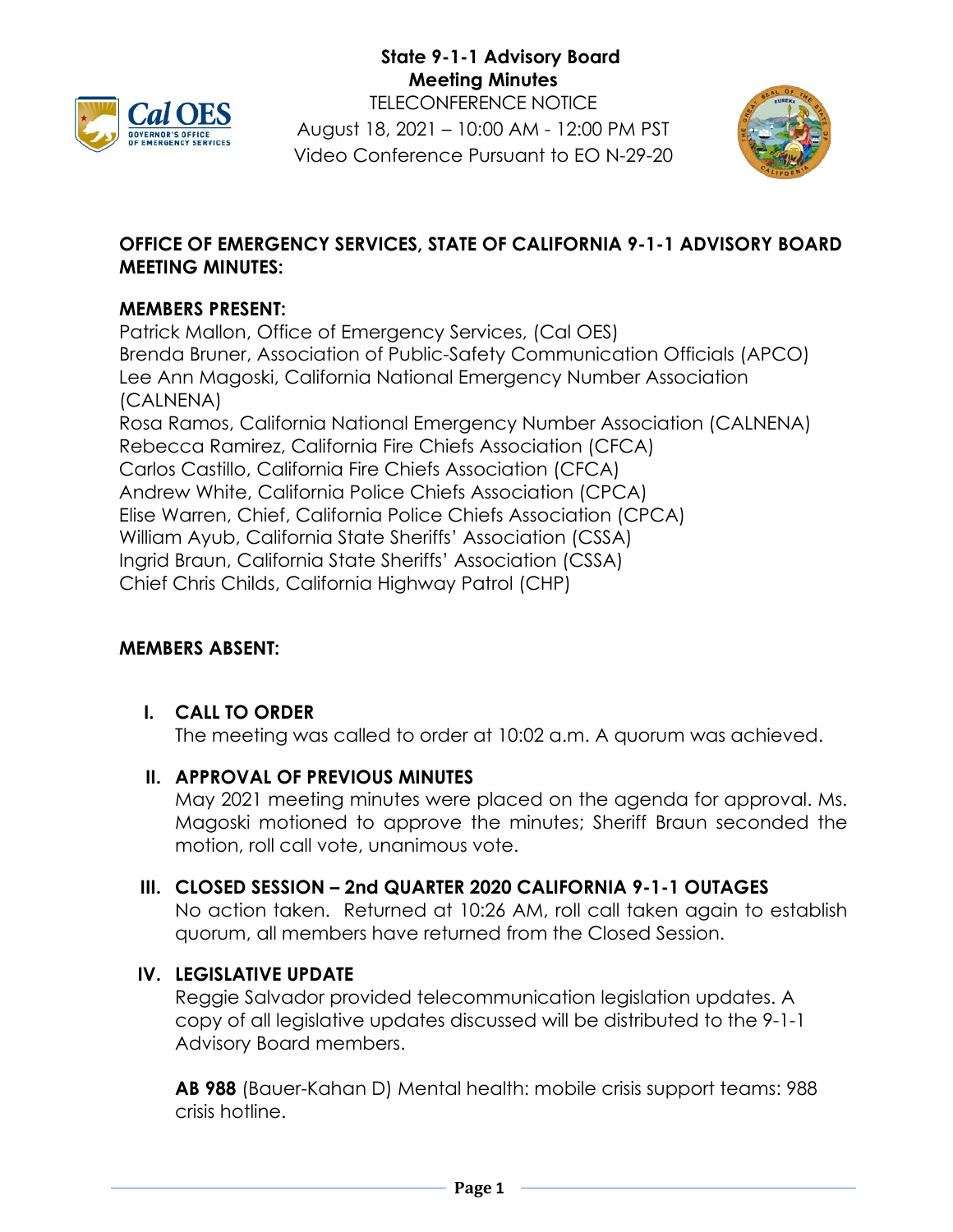**State 9-1-1 Advisory Board**
**Meeting Minutes**
TELECONFERENCE NOTICE
August 18, 2021 – 10:00 AM - 12:00 PM PST
Video Conference Pursuant to EO N-29-20

## OFFICE OF EMERGENCY SERVICES, STATE OF CALIFORNIA 9-1-1 ADVISORY BOARD MEETING MINUTES:

### MEMBERS PRESENT:

Patrick Mallon, Office of Emergency Services, (Cal OES)
Brenda Bruner, Association of Public-Safety Communication Officials (APCO)
Lee Ann Magoski, California National Emergency Number Association (CALNENA)
Rosa Ramos, California National Emergency Number Association (CALNENA)
Rebecca Ramirez, California Fire Chiefs Association (CFCA)
Carlos Castillo, California Fire Chiefs Association (CFCA)
Andrew White, California Police Chiefs Association (CPCA)
Elise Warren, Chief, California Police Chiefs Association (CPCA)
William Ayub, California State Sheriffs' Association (CSSA)
Ingrid Braun, California State Sheriffs' Association (CSSA)
Chief Chris Childs, California Highway Patrol (CHP)

### MEMBERS ABSENT:

### I. CALL TO ORDER

The meeting was called to order at 10:02 a.m. A quorum was achieved.

### II. APPROVAL OF PREVIOUS MINUTES

May 2021 meeting minutes were placed on the agenda for approval. Ms. Magoski motioned to approve the minutes; Sheriff Braun seconded the motion, roll call vote, unanimous vote.

### III. CLOSED SESSION – 2nd QUARTER 2020 CALIFORNIA 9-1-1 OUTAGES

No action taken. Returned at 10:26 AM, roll call taken again to establish quorum, all members have returned from the Closed Session.

### IV. LEGISLATIVE UPDATE

Reggie Salvador provided telecommunication legislation updates. A copy of all legislative updates discussed will be distributed to the 9-1-1 Advisory Board members.

**AB 988** (Bauer-Kahan D) Mental health: mobile crisis support teams: 988 crisis hotline.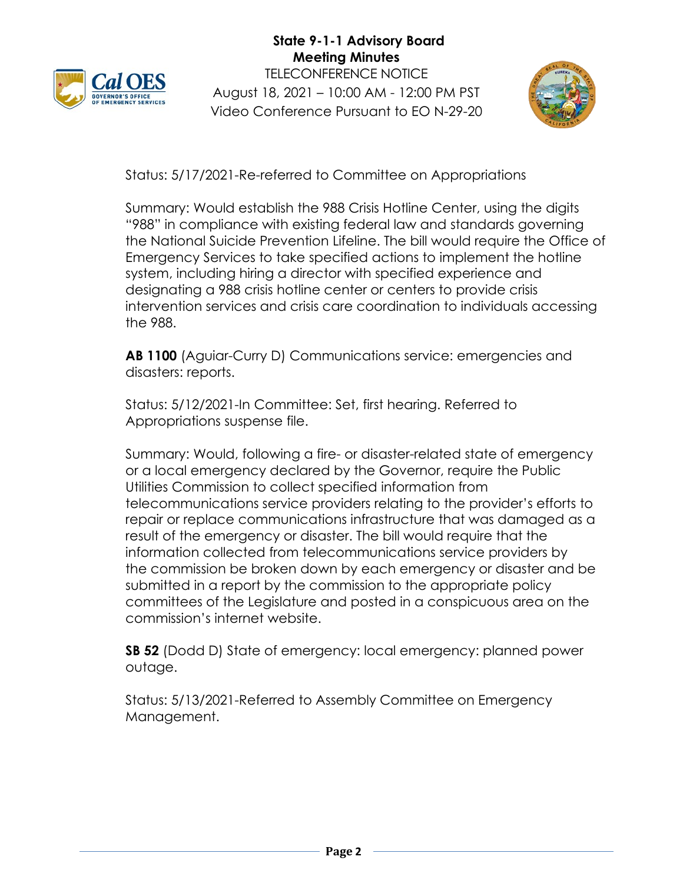Status: 5/17/2021-Re-referred to Committee on Appropriations

Summary: Would establish the 988 Crisis Hotline Center, using the digits "988" in compliance with existing federal law and standards governing the National Suicide Prevention Lifeline. The bill would require the Office of Emergency Services to take specified actions to implement the hotline system, including hiring a director with specified experience and designating a 988 crisis hotline center or centers to provide crisis intervention services and crisis care coordination to individuals accessing the 988.

**AB 1100** (Aguiar-Curry D) Communications service: emergencies and disasters: reports.

Status: 5/12/2021-In Committee: Set, first hearing. Referred to Appropriations suspense file.

Summary: Would, following a fire- or disaster-related state of emergency or a local emergency declared by the Governor, require the Public Utilities Commission to collect specified information from telecommunications service providers relating to the provider's efforts to repair or replace communications infrastructure that was damaged as a result of the emergency or disaster. The bill would require that the information collected from telecommunications service providers by the commission be broken down by each emergency or disaster and be submitted in a report by the commission to the appropriate policy committees of the Legislature and posted in a conspicuous area on the commission's internet website.

**SB 52** (Dodd D) State of emergency: local emergency: planned power outage.

Status: 5/13/2021-Referred to Assembly Committee on Emergency Management.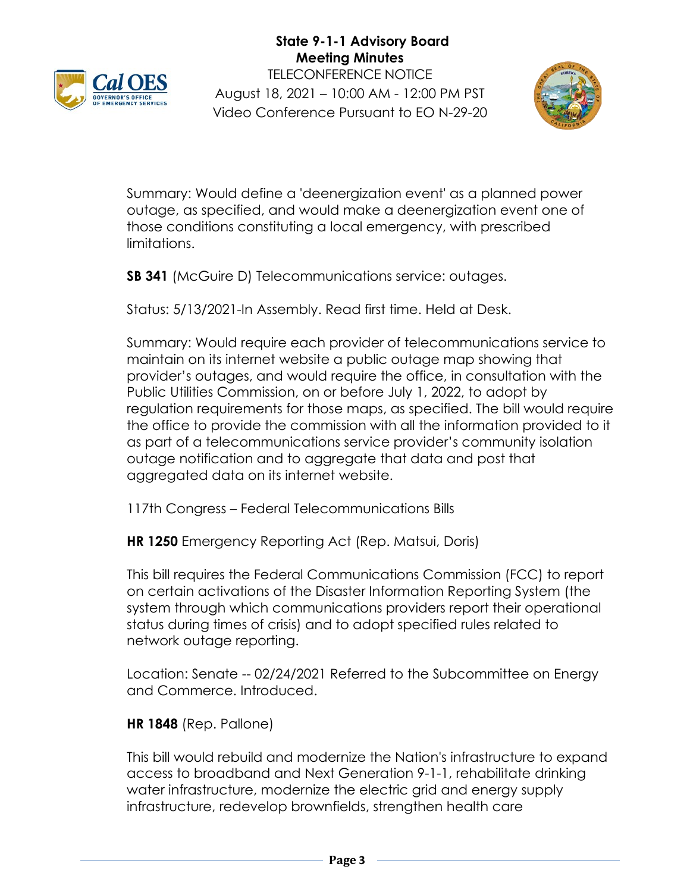Summary: Would define a 'deenergization event' as a planned power outage, as specified, and would make a deenergization event one of those conditions constituting a local emergency, with prescribed limitations.

**SB 341** (McGuire D) Telecommunications service: outages.

Status: 5/13/2021-In Assembly. Read first time. Held at Desk.

Summary: Would require each provider of telecommunications service to maintain on its internet website a public outage map showing that provider's outages, and would require the office, in consultation with the Public Utilities Commission, on or before July 1, 2022, to adopt by regulation requirements for those maps, as specified. The bill would require the office to provide the commission with all the information provided to it as part of a telecommunications service provider's community isolation outage notification and to aggregate that data and post that aggregated data on its internet website.

117th Congress – Federal Telecommunications Bills

**HR 1250** Emergency Reporting Act (Rep. Matsui, Doris)

This bill requires the Federal Communications Commission (FCC) to report on certain activations of the Disaster Information Reporting System (the system through which communications providers report their operational status during times of crisis) and to adopt specified rules related to network outage reporting.

Location: Senate -- 02/24/2021 Referred to the Subcommittee on Energy and Commerce. Introduced.

**HR 1848** (Rep. Pallone)

This bill would rebuild and modernize the Nation's infrastructure to expand access to broadband and Next Generation 9-1-1, rehabilitate drinking water infrastructure, modernize the electric grid and energy supply infrastructure, redevelop brownfields, strengthen health care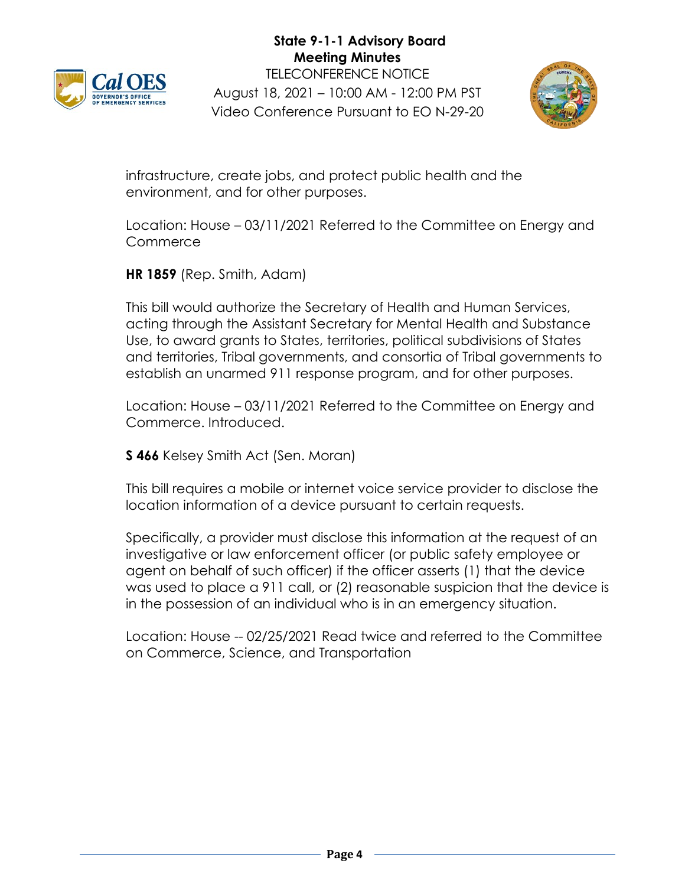infrastructure, create jobs, and protect public health and the environment, and for other purposes.

Location: House – 03/11/2021 Referred to the Committee on Energy and Commerce

**HR 1859** (Rep. Smith, Adam)

This bill would authorize the Secretary of Health and Human Services, acting through the Assistant Secretary for Mental Health and Substance Use, to award grants to States, territories, political subdivisions of States and territories, Tribal governments, and consortia of Tribal governments to establish an unarmed 911 response program, and for other purposes.

Location: House – 03/11/2021 Referred to the Committee on Energy and Commerce. Introduced.

**S 466** Kelsey Smith Act (Sen. Moran)

This bill requires a mobile or internet voice service provider to disclose the location information of a device pursuant to certain requests.

Specifically, a provider must disclose this information at the request of an investigative or law enforcement officer (or public safety employee or agent on behalf of such officer) if the officer asserts (1) that the device was used to place a 911 call, or (2) reasonable suspicion that the device is in the possession of an individual who is in an emergency situation.

Location: House -- 02/25/2021 Read twice and referred to the Committee on Commerce, Science, and Transportation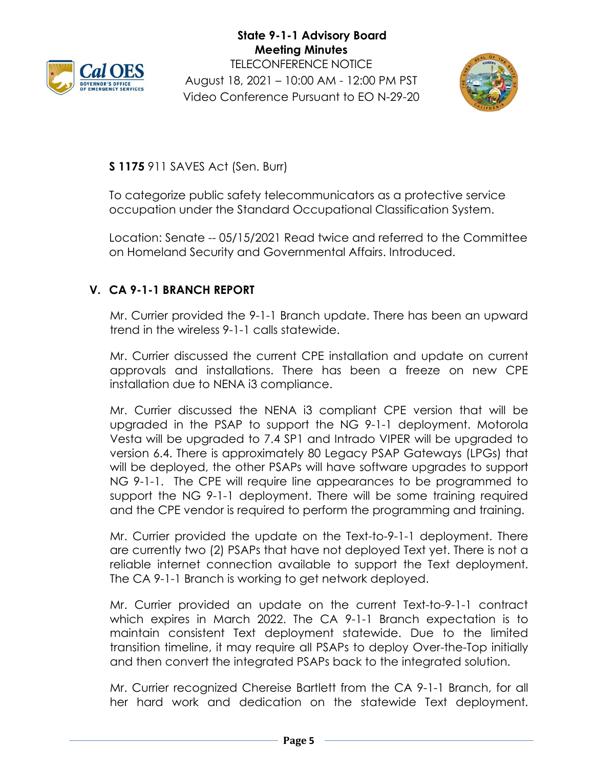**S 1175** 911 SAVES Act (Sen. Burr)

To categorize public safety telecommunicators as a protective service occupation under the Standard Occupational Classification System.

Location: Senate -- 05/15/2021 Read twice and referred to the Committee on Homeland Security and Governmental Affairs. Introduced.

## V. CA 9-1-1 BRANCH REPORT

Mr. Currier provided the 9-1-1 Branch update. There has been an upward trend in the wireless 9-1-1 calls statewide.

Mr. Currier discussed the current CPE installation and update on current approvals and installations. There has been a freeze on new CPE installation due to NENA i3 compliance.

Mr. Currier discussed the NENA i3 compliant CPE version that will be upgraded in the PSAP to support the NG 9-1-1 deployment. Motorola Vesta will be upgraded to 7.4 SP1 and Intrado VIPER will be upgraded to version 6.4. There is approximately 80 Legacy PSAP Gateways (LPGs) that will be deployed, the other PSAPs will have software upgrades to support NG 9-1-1. The CPE will require line appearances to be programmed to support the NG 9-1-1 deployment. There will be some training required and the CPE vendor is required to perform the programming and training.

Mr. Currier provided the update on the Text-to-9-1-1 deployment. There are currently two (2) PSAPs that have not deployed Text yet. There is not a reliable internet connection available to support the Text deployment. The CA 9-1-1 Branch is working to get network deployed.

Mr. Currier provided an update on the current Text-to-9-1-1 contract which expires in March 2022. The CA 9-1-1 Branch expectation is to maintain consistent Text deployment statewide. Due to the limited transition timeline, it may require all PSAPs to deploy Over-the-Top initially and then convert the integrated PSAPs back to the integrated solution.

Mr. Currier recognized Chereise Bartlett from the CA 9-1-1 Branch, for all her hard work and dedication on the statewide Text deployment.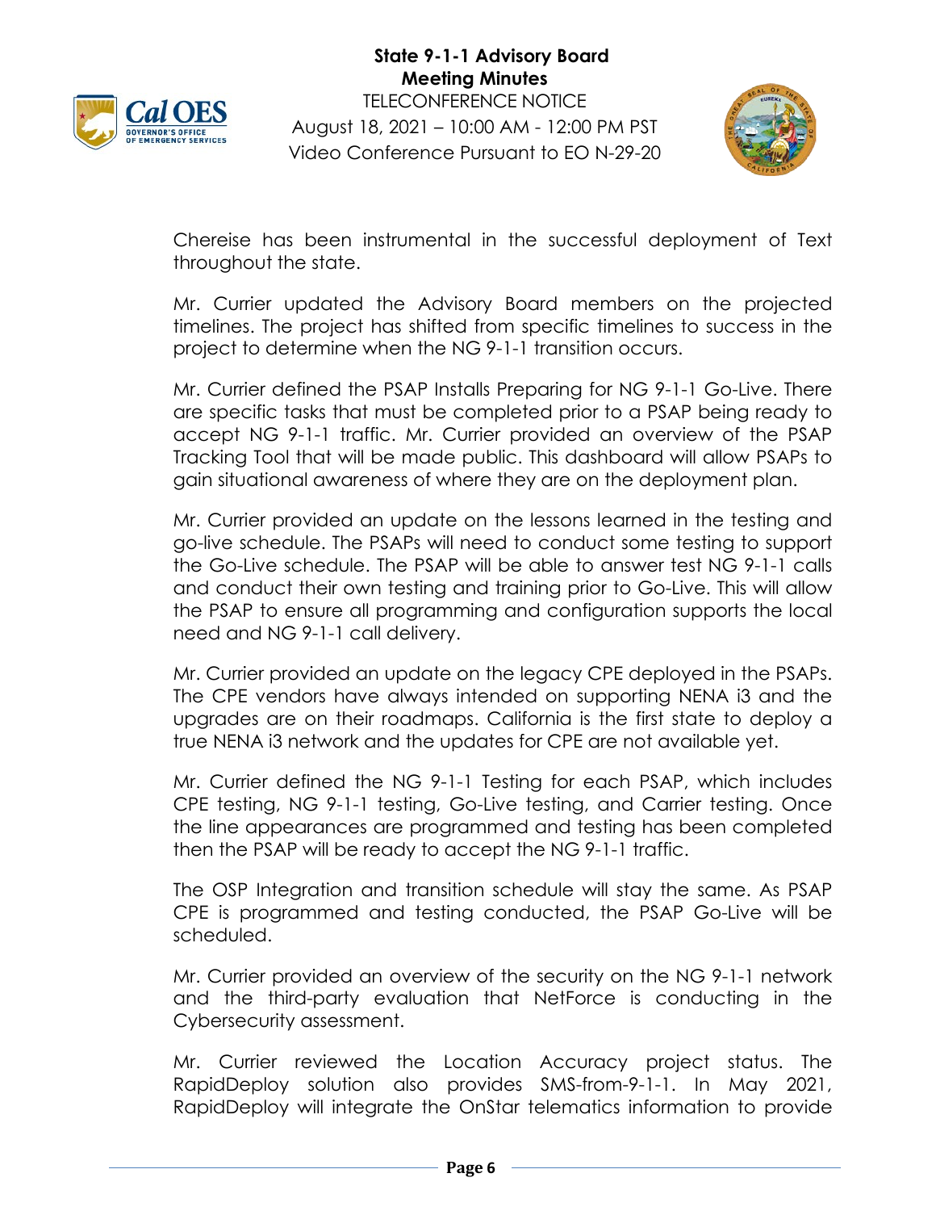Chereise has been instrumental in the successful deployment of Text throughout the state.

Mr. Currier updated the Advisory Board members on the projected timelines. The project has shifted from specific timelines to success in the project to determine when the NG 9-1-1 transition occurs.

Mr. Currier defined the PSAP Installs Preparing for NG 9-1-1 Go-Live. There are specific tasks that must be completed prior to a PSAP being ready to accept NG 9-1-1 traffic. Mr. Currier provided an overview of the PSAP Tracking Tool that will be made public. This dashboard will allow PSAPs to gain situational awareness of where they are on the deployment plan.

Mr. Currier provided an update on the lessons learned in the testing and go-live schedule. The PSAPs will need to conduct some testing to support the Go-Live schedule. The PSAP will be able to answer test NG 9-1-1 calls and conduct their own testing and training prior to Go-Live. This will allow the PSAP to ensure all programming and configuration supports the local need and NG 9-1-1 call delivery.

Mr. Currier provided an update on the legacy CPE deployed in the PSAPs. The CPE vendors have always intended on supporting NENA i3 and the upgrades are on their roadmaps. California is the first state to deploy a true NENA i3 network and the updates for CPE are not available yet.

Mr. Currier defined the NG 9-1-1 Testing for each PSAP, which includes CPE testing, NG 9-1-1 testing, Go-Live testing, and Carrier testing. Once the line appearances are programmed and testing has been completed then the PSAP will be ready to accept the NG 9-1-1 traffic.

The OSP Integration and transition schedule will stay the same. As PSAP CPE is programmed and testing conducted, the PSAP Go-Live will be scheduled.

Mr. Currier provided an overview of the security on the NG 9-1-1 network and the third-party evaluation that NetForce is conducting in the Cybersecurity assessment.

Mr. Currier reviewed the Location Accuracy project status. The RapidDeploy solution also provides SMS-from-9-1-1. In May 2021, RapidDeploy will integrate the OnStar telematics information to provide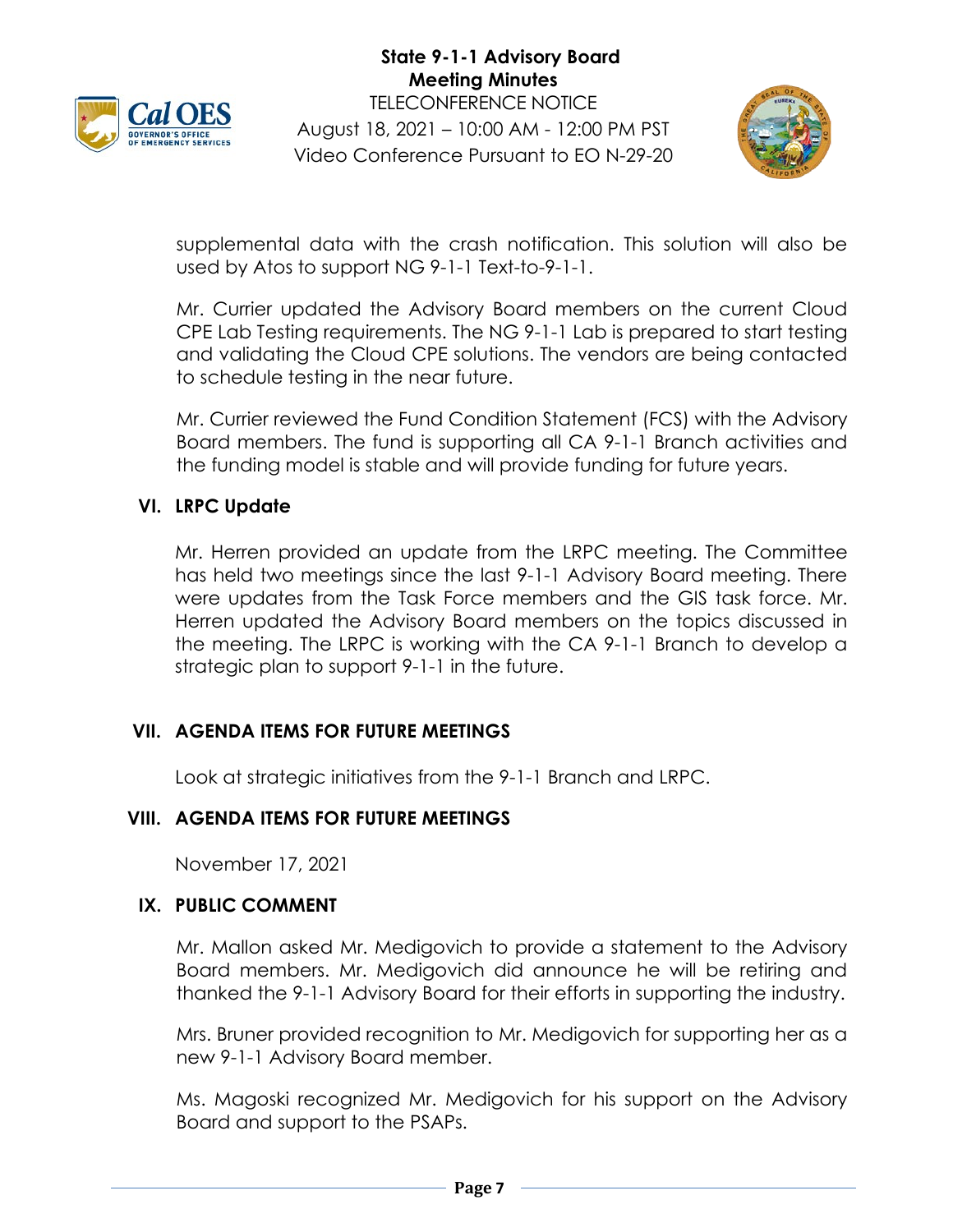supplemental data with the crash notification. This solution will also be used by Atos to support NG 9-1-1 Text-to-9-1-1.

Mr. Currier updated the Advisory Board members on the current Cloud CPE Lab Testing requirements. The NG 9-1-1 Lab is prepared to start testing and validating the Cloud CPE solutions. The vendors are being contacted to schedule testing in the near future.

Mr. Currier reviewed the Fund Condition Statement (FCS) with the Advisory Board members. The fund is supporting all CA 9-1-1 Branch activities and the funding model is stable and will provide funding for future years.

## VI. LRPC Update

Mr. Herren provided an update from the LRPC meeting. The Committee has held two meetings since the last 9-1-1 Advisory Board meeting. There were updates from the Task Force members and the GIS task force. Mr. Herren updated the Advisory Board members on the topics discussed in the meeting. The LRPC is working with the CA 9-1-1 Branch to develop a strategic plan to support 9-1-1 in the future.

## VII. AGENDA ITEMS FOR FUTURE MEETINGS

Look at strategic initiatives from the 9-1-1 Branch and LRPC.

## VIII. AGENDA ITEMS FOR FUTURE MEETINGS

November 17, 2021

## IX. PUBLIC COMMENT

Mr. Mallon asked Mr. Medigovich to provide a statement to the Advisory Board members. Mr. Medigovich did announce he will be retiring and thanked the 9-1-1 Advisory Board for their efforts in supporting the industry.

Mrs. Bruner provided recognition to Mr. Medigovich for supporting her as a new 9-1-1 Advisory Board member.

Ms. Magoski recognized Mr. Medigovich for his support on the Advisory Board and support to the PSAPs.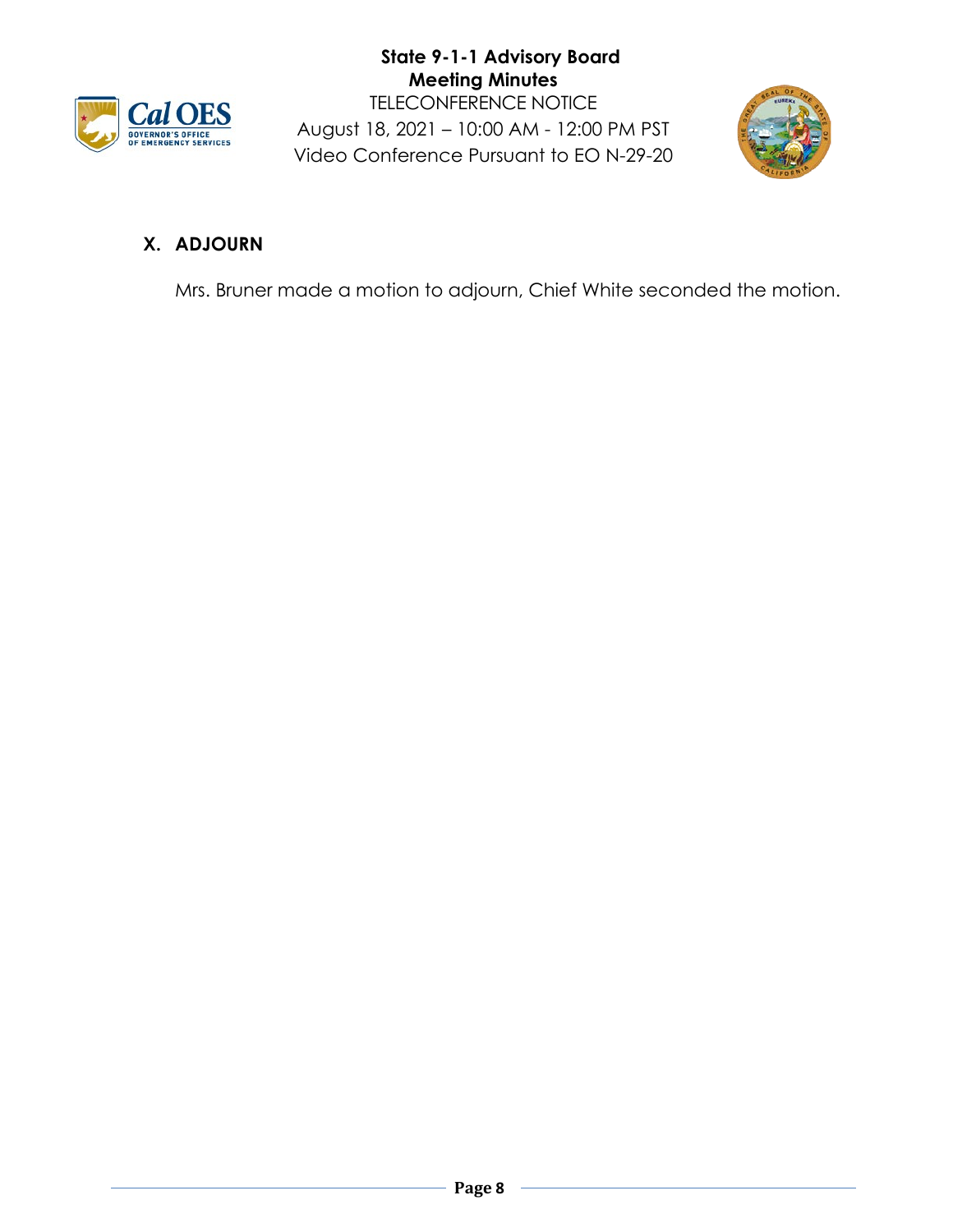## X. ADJOURN

Mrs. Bruner made a motion to adjourn, Chief White seconded the motion.